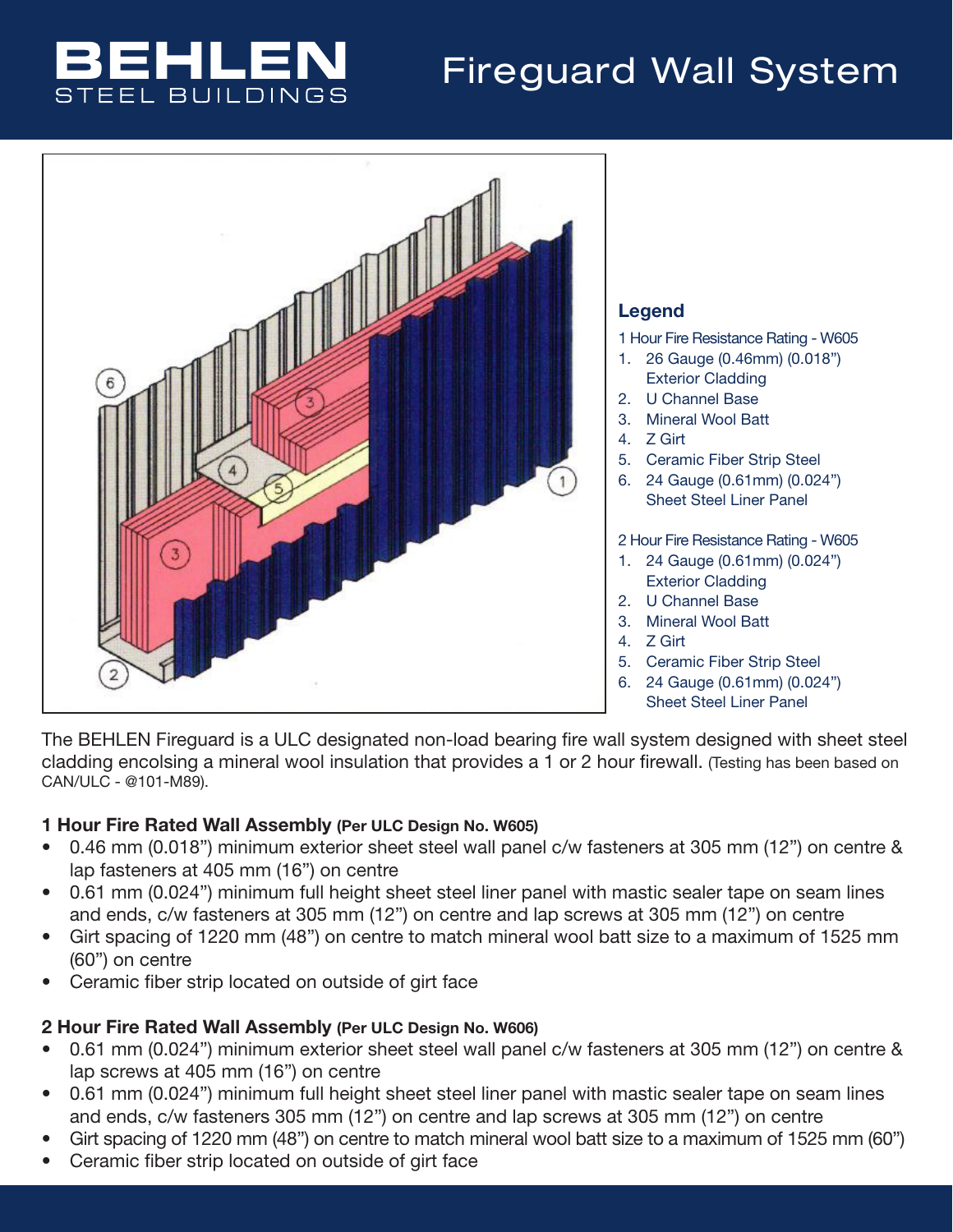# BEHLEN STEEL BUILDINGS

# Fireguard Wall System

## Legend

1 Hour Fire Resistance Rating - W605

1. 26 Gauge (0.46mm) (0.018")
   Exterior Cladding
2. U Channel Base
3. Mineral Wool Batt
4. Z Girt
5. Ceramic Fiber Strip Steel
6. 24 Gauge (0.61mm) (0.024")
   Sheet Steel Liner Panel

2 Hour Fire Resistance Rating - W605

1. 24 Gauge (0.61mm) (0.024")
   Exterior Cladding
2. U Channel Base
3. Mineral Wool Batt
4. Z Girt
5. Ceramic Fiber Strip Steel
6. 24 Gauge (0.61mm) (0.024")
   Sheet Steel Liner Panel

The BEHLEN Fireguard is a ULC designated non-load bearing fire wall system designed with sheet steel cladding encolsing a mineral wool insulation that provides a 1 or 2 hour firewall. (Testing has been based on CAN/ULC - @101-M89).

### 1 Hour Fire Rated Wall Assembly (Per ULC Design No. W605)

- 0.46 mm (0.018") minimum exterior sheet steel wall panel c/w fasteners at 305 mm (12") on centre & lap fasteners at 405 mm (16") on centre
- 0.61 mm (0.024") minimum full height sheet steel liner panel with mastic sealer tape on seam lines and ends, c/w fasteners at 305 mm (12") on centre and lap screws at 305 mm (12") on centre
- Girt spacing of 1220 mm (48") on centre to match mineral wool batt size to a maximum of 1525 mm (60") on centre
- Ceramic fiber strip located on outside of girt face

### 2 Hour Fire Rated Wall Assembly (Per ULC Design No. W606)

- 0.61 mm (0.024") minimum exterior sheet steel wall panel c/w fasteners at 305 mm (12") on centre & lap screws at 405 mm (16") on centre
- 0.61 mm (0.024") minimum full height sheet steel liner panel with mastic sealer tape on seam lines and ends, c/w fasteners 305 mm (12") on centre and lap screws at 305 mm (12") on centre
- Girt spacing of 1220 mm (48") on centre to match mineral wool batt size to a maximum of 1525 mm (60")
- Ceramic fiber strip located on outside of girt face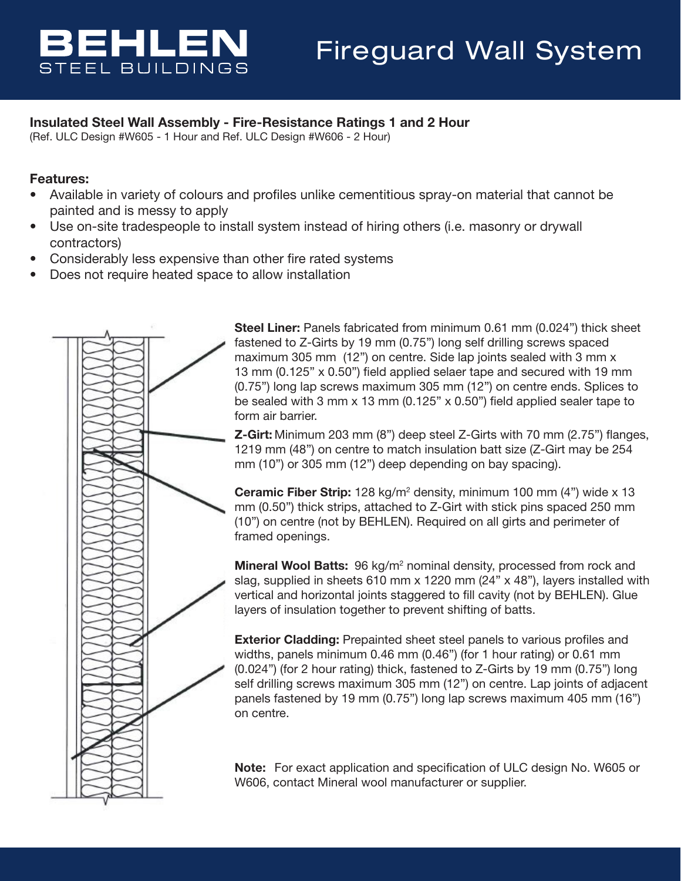# BEHLEN STEEL BUILDINGS

# Fireguard Wall System

**Insulated Steel Wall Assembly - Fire-Resistance Ratings 1 and 2 Hour**
(Ref. ULC Design #W605 - 1 Hour and Ref. ULC Design #W606 - 2 Hour)

**Features:**

- Available in variety of colours and profiles unlike cementitious spray-on material that cannot be painted and is messy to apply
- Use on-site tradespeople to install system instead of hiring others (i.e. masonry or drywall contractors)
- Considerably less expensive than other fire rated systems
- Does not require heated space to allow installation

**Steel Liner:** Panels fabricated from minimum 0.61 mm (0.024") thick sheet fastened to Z-Girts by 19 mm (0.75") long self drilling screws spaced maximum 305 mm (12") on centre. Side lap joints sealed with 3 mm x 13 mm (0.125" x 0.50") field applied selaer tape and secured with 19 mm (0.75") long lap screws maximum 305 mm (12") on centre ends. Splices to be sealed with 3 mm x 13 mm (0.125" x 0.50") field applied sealer tape to form air barrier.

**Z-Girt:** Minimum 203 mm (8") deep steel Z-Girts with 70 mm (2.75") flanges, 1219 mm (48") on centre to match insulation batt size (Z-Girt may be 254 mm (10") or 305 mm (12") deep depending on bay spacing).

**Ceramic Fiber Strip:** 128 kg/m$^2$ density, minimum 100 mm (4") wide x 13 mm (0.50") thick strips, attached to Z-Girt with stick pins spaced 250 mm (10") on centre (not by BEHLEN). Required on all girts and perimeter of framed openings.

**Mineral Wool Batts:** 96 kg/m$^2$ nominal density, processed from rock and slag, supplied in sheets 610 mm x 1220 mm (24" x 48"), layers installed with vertical and horizontal joints staggered to fill cavity (not by BEHLEN). Glue layers of insulation together to prevent shifting of batts.

**Exterior Cladding:** Prepainted sheet steel panels to various profiles and widths, panels minimum 0.46 mm (0.46") (for 1 hour rating) or 0.61 mm (0.024") (for 2 hour rating) thick, fastened to Z-Girts by 19 mm (0.75") long self drilling screws maximum 305 mm (12") on centre. Lap joints of adjacent panels fastened by 19 mm (0.75") long lap screws maximum 405 mm (16") on centre.

**Note:** For exact application and specification of ULC design No. W605 or W606, contact Mineral wool manufacturer or supplier.